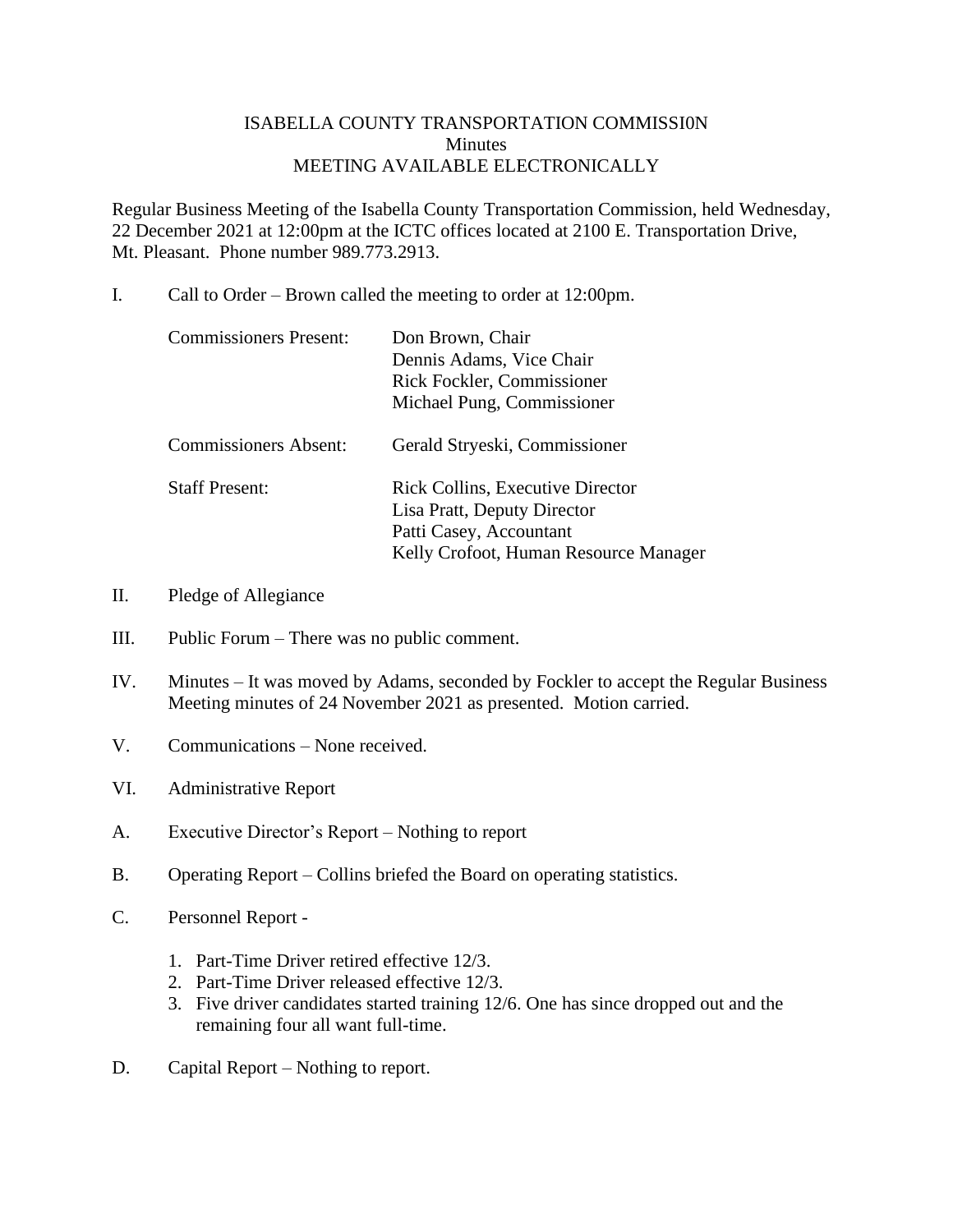# ISABELLA COUNTY TRANSPORTATION COMMISSI0N
## Minutes
## MEETING AVAILABLE ELECTRONICALLY

Regular Business Meeting of the Isabella County Transportation Commission, held Wednesday, 22 December 2021 at 12:00pm at the ICTC offices located at 2100 E. Transportation Drive, Mt. Pleasant. Phone number 989.773.2913.

I. Call to Order – Brown called the meeting to order at 12:00pm.

| | |
|---|---|
| Commissioners Present: | Don Brown, Chair<br>Dennis Adams, Vice Chair<br>Rick Fockler, Commissioner<br>Michael Pung, Commissioner |
| Commissioners Absent: | Gerald Stryeski, Commissioner |
| Staff Present: | Rick Collins, Executive Director<br>Lisa Pratt, Deputy Director<br>Patti Casey, Accountant<br>Kelly Crofoot, Human Resource Manager |

II. Pledge of Allegiance

III. Public Forum – There was no public comment.

IV. Minutes – It was moved by Adams, seconded by Fockler to accept the Regular Business Meeting minutes of 24 November 2021 as presented. Motion carried.

V. Communications – None received.

VI. Administrative Report

A. Executive Director's Report – Nothing to report

B. Operating Report – Collins briefed the Board on operating statistics.

C. Personnel Report -

1. Part-Time Driver retired effective 12/3.
2. Part-Time Driver released effective 12/3.
3. Five driver candidates started training 12/6. One has since dropped out and the remaining four all want full-time.

D. Capital Report – Nothing to report.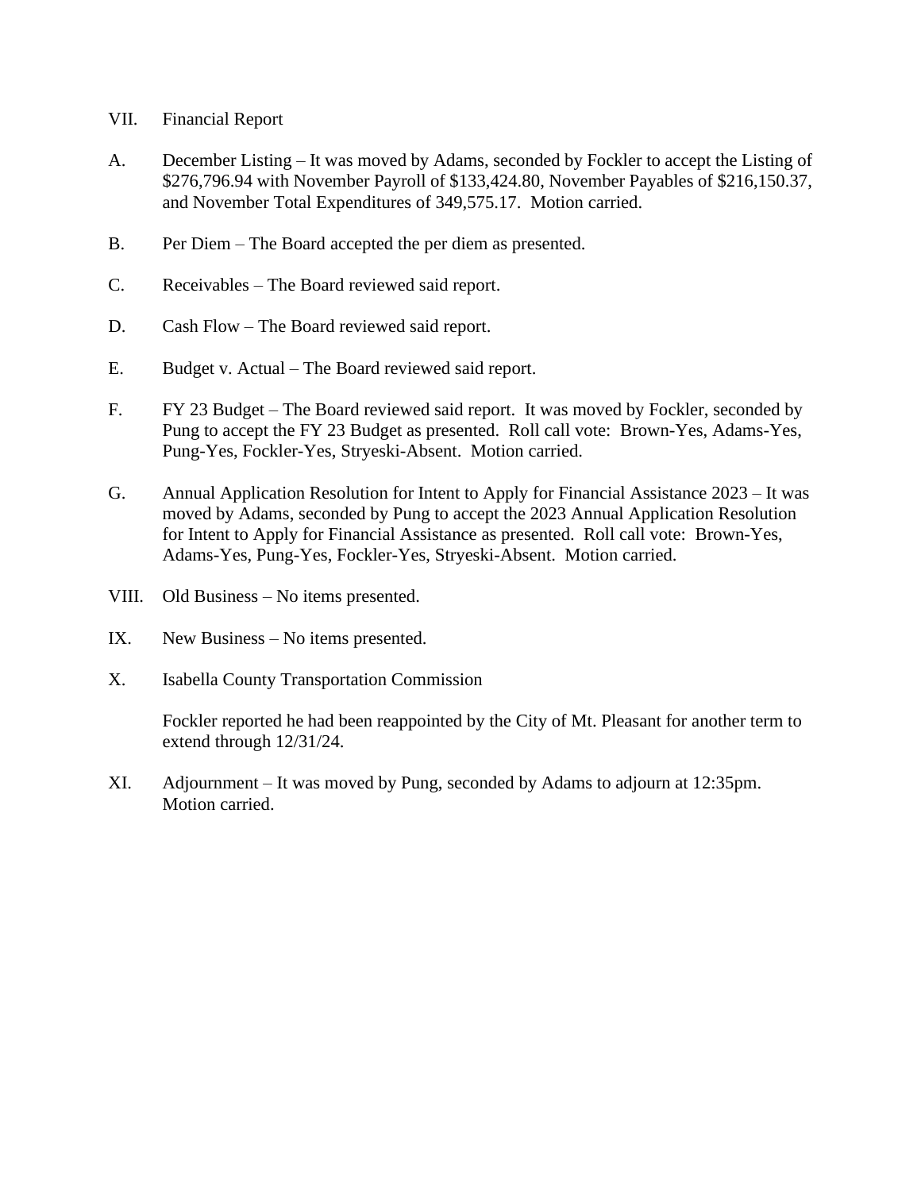VII. Financial Report

A. December Listing – It was moved by Adams, seconded by Fockler to accept the Listing of $276,796.94 with November Payroll of $133,424.80, November Payables of $216,150.37, and November Total Expenditures of 349,575.17. Motion carried.

B. Per Diem – The Board accepted the per diem as presented.

C. Receivables – The Board reviewed said report.

D. Cash Flow – The Board reviewed said report.

E. Budget v. Actual – The Board reviewed said report.

F. FY 23 Budget – The Board reviewed said report. It was moved by Fockler, seconded by Pung to accept the FY 23 Budget as presented. Roll call vote: Brown-Yes, Adams-Yes, Pung-Yes, Fockler-Yes, Stryeski-Absent. Motion carried.

G. Annual Application Resolution for Intent to Apply for Financial Assistance 2023 – It was moved by Adams, seconded by Pung to accept the 2023 Annual Application Resolution for Intent to Apply for Financial Assistance as presented. Roll call vote: Brown-Yes, Adams-Yes, Pung-Yes, Fockler-Yes, Stryeski-Absent. Motion carried.

VIII. Old Business – No items presented.

IX. New Business – No items presented.

X. Isabella County Transportation Commission

Fockler reported he had been reappointed by the City of Mt. Pleasant for another term to extend through 12/31/24.

XI. Adjournment – It was moved by Pung, seconded by Adams to adjourn at 12:35pm. Motion carried.